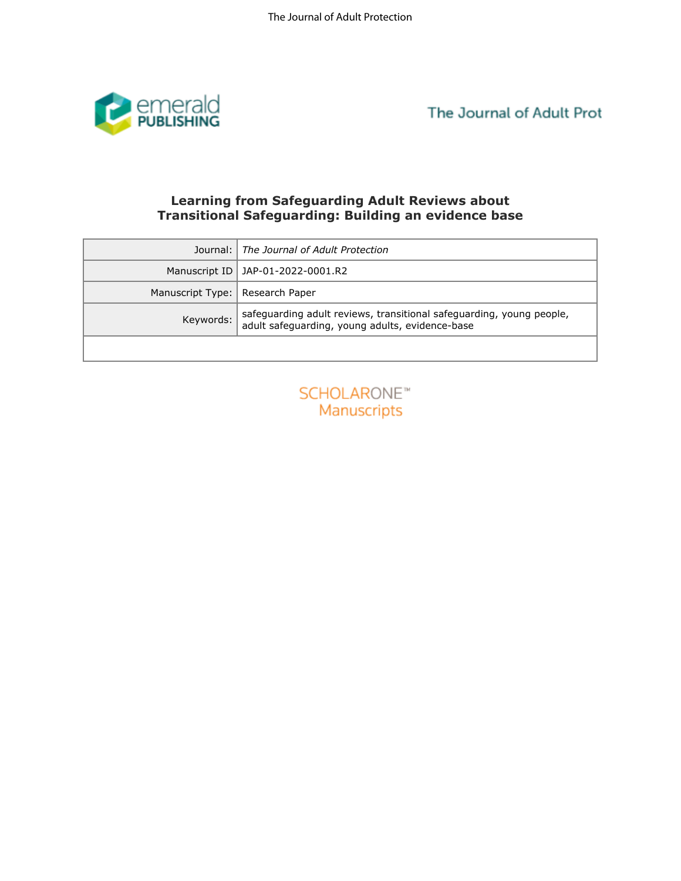# Learning from Safeguarding Adult Reviews about Transitional Safeguarding: Building an evidence base

| | |
|---|---|
| Journal: | *The Journal of Adult Protection* |
| Manuscript ID | JAP-01-2022-0001.R2 |
| Manuscript Type: | Research Paper |
| Keywords: | safeguarding adult reviews, transitional safeguarding, young people, adult safeguarding, young adults, evidence-base |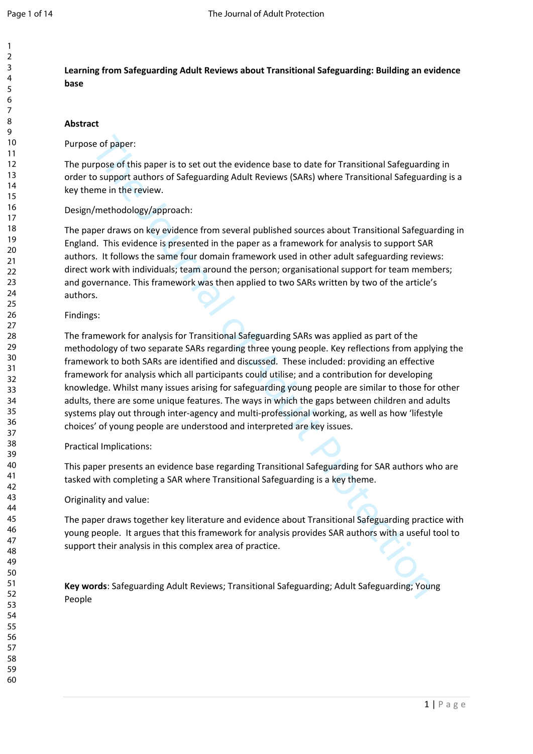**Learning from Safeguarding Adult Reviews about Transitional Safeguarding: Building an evidence base**

**Abstract**

Purpose of paper:

The purpose of this paper is to set out the evidence base to date for Transitional Safeguarding in order to support authors of Safeguarding Adult Reviews (SARs) where Transitional Safeguarding is a key theme in the review.

Design/methodology/approach:

The paper draws on key evidence from several published sources about Transitional Safeguarding in England. This evidence is presented in the paper as a framework for analysis to support SAR authors. It follows the same four domain framework used in other adult safeguarding reviews: direct work with individuals; team around the person; organisational support for team members; and governance. This framework was then applied to two SARs written by two of the article's authors.

Findings:

The framework for analysis for Transitional Safeguarding SARs was applied as part of the methodology of two separate SARs regarding three young people. Key reflections from applying the framework to both SARs are identified and discussed. These included: providing an effective framework for analysis which all participants could utilise; and a contribution for developing knowledge. Whilst many issues arising for safeguarding young people are similar to those for other adults, there are some unique features. The ways in which the gaps between children and adults systems play out through inter-agency and multi-professional working, as well as how 'lifestyle choices' of young people are understood and interpreted are key issues.

Practical Implications:

This paper presents an evidence base regarding Transitional Safeguarding for SAR authors who are tasked with completing a SAR where Transitional Safeguarding is a key theme.

Originality and value:

The paper draws together key literature and evidence about Transitional Safeguarding practice with young people. It argues that this framework for analysis provides SAR authors with a useful tool to support their analysis in this complex area of practice.

**Key words**: Safeguarding Adult Reviews; Transitional Safeguarding; Adult Safeguarding; Young People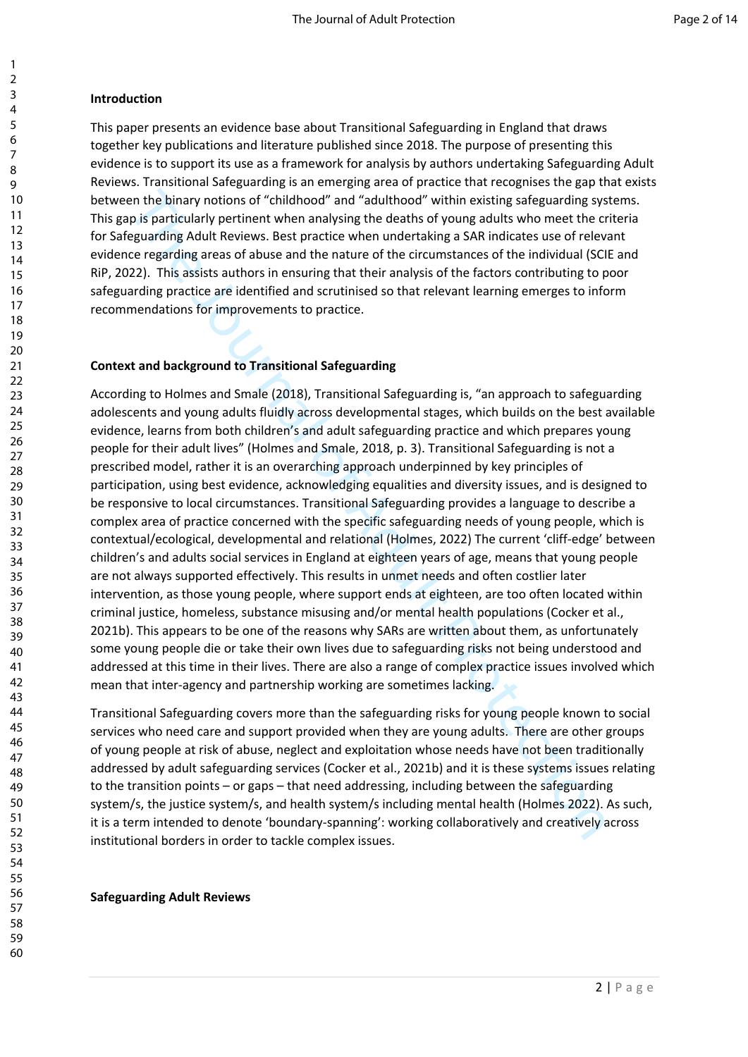**Introduction**

This paper presents an evidence base about Transitional Safeguarding in England that draws together key publications and literature published since 2018. The purpose of presenting this evidence is to support its use as a framework for analysis by authors undertaking Safeguarding Adult Reviews. Transitional Safeguarding is an emerging area of practice that recognises the gap that exists between the binary notions of "childhood" and "adulthood" within existing safeguarding systems. This gap is particularly pertinent when analysing the deaths of young adults who meet the criteria for Safeguarding Adult Reviews. Best practice when undertaking a SAR indicates use of relevant evidence regarding areas of abuse and the nature of the circumstances of the individual (SCIE and RiP, 2022). This assists authors in ensuring that their analysis of the factors contributing to poor safeguarding practice are identified and scrutinised so that relevant learning emerges to inform recommendations for improvements to practice.

**Context and background to Transitional Safeguarding**

According to Holmes and Smale (2018), Transitional Safeguarding is, "an approach to safeguarding adolescents and young adults fluidly across developmental stages, which builds on the best available evidence, learns from both children's and adult safeguarding practice and which prepares young people for their adult lives" (Holmes and Smale, 2018, p. 3). Transitional Safeguarding is not a prescribed model, rather it is an overarching approach underpinned by key principles of participation, using best evidence, acknowledging equalities and diversity issues, and is designed to be responsive to local circumstances. Transitional Safeguarding provides a language to describe a complex area of practice concerned with the specific safeguarding needs of young people, which is contextual/ecological, developmental and relational (Holmes, 2022) The current 'cliff-edge' between children's and adults social services in England at eighteen years of age, means that young people are not always supported effectively. This results in unmet needs and often costlier later intervention, as those young people, where support ends at eighteen, are too often located within criminal justice, homeless, substance misusing and/or mental health populations (Cocker et al., 2021b). This appears to be one of the reasons why SARs are written about them, as unfortunately some young people die or take their own lives due to safeguarding risks not being understood and addressed at this time in their lives. There are also a range of complex practice issues involved which mean that inter-agency and partnership working are sometimes lacking.

Transitional Safeguarding covers more than the safeguarding risks for young people known to social services who need care and support provided when they are young adults. There are other groups of young people at risk of abuse, neglect and exploitation whose needs have not been traditionally addressed by adult safeguarding services (Cocker et al., 2021b) and it is these systems issues relating to the transition points – or gaps – that need addressing, including between the safeguarding system/s, the justice system/s, and health system/s including mental health (Holmes 2022). As such, it is a term intended to denote 'boundary-spanning': working collaboratively and creatively across institutional borders in order to tackle complex issues.

**Safeguarding Adult Reviews**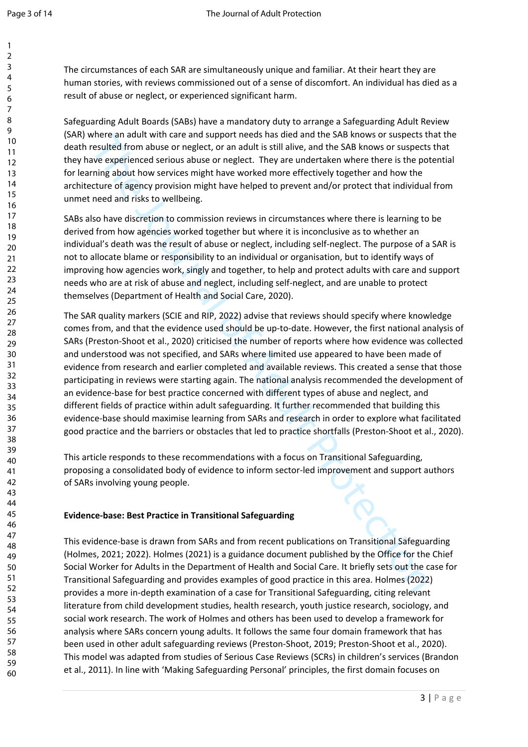The circumstances of each SAR are simultaneously unique and familiar. At their heart they are human stories, with reviews commissioned out of a sense of discomfort. An individual has died as a result of abuse or neglect, or experienced significant harm.

Safeguarding Adult Boards (SABs) have a mandatory duty to arrange a Safeguarding Adult Review (SAR) where an adult with care and support needs has died and the SAB knows or suspects that the death resulted from abuse or neglect, or an adult is still alive, and the SAB knows or suspects that they have experienced serious abuse or neglect. They are undertaken where there is the potential for learning about how services might have worked more effectively together and how the architecture of agency provision might have helped to prevent and/or protect that individual from unmet need and risks to wellbeing.

SABs also have discretion to commission reviews in circumstances where there is learning to be derived from how agencies worked together but where it is inconclusive as to whether an individual's death was the result of abuse or neglect, including self-neglect. The purpose of a SAR is not to allocate blame or responsibility to an individual or organisation, but to identify ways of improving how agencies work, singly and together, to help and protect adults with care and support needs who are at risk of abuse and neglect, including self-neglect, and are unable to protect themselves (Department of Health and Social Care, 2020).

The SAR quality markers (SCIE and RIP, 2022) advise that reviews should specify where knowledge comes from, and that the evidence used should be up-to-date. However, the first national analysis of SARs (Preston-Shoot et al., 2020) criticised the number of reports where how evidence was collected and understood was not specified, and SARs where limited use appeared to have been made of evidence from research and earlier completed and available reviews. This created a sense that those participating in reviews were starting again. The national analysis recommended the development of an evidence-base for best practice concerned with different types of abuse and neglect, and different fields of practice within adult safeguarding. It further recommended that building this evidence-base should maximise learning from SARs and research in order to explore what facilitated good practice and the barriers or obstacles that led to practice shortfalls (Preston-Shoot et al., 2020).

This article responds to these recommendations with a focus on Transitional Safeguarding, proposing a consolidated body of evidence to inform sector-led improvement and support authors of SARs involving young people.

**Evidence-base: Best Practice in Transitional Safeguarding**

This evidence-base is drawn from SARs and from recent publications on Transitional Safeguarding (Holmes, 2021; 2022). Holmes (2021) is a guidance document published by the Office for the Chief Social Worker for Adults in the Department of Health and Social Care. It briefly sets out the case for Transitional Safeguarding and provides examples of good practice in this area. Holmes (2022) provides a more in-depth examination of a case for Transitional Safeguarding, citing relevant literature from child development studies, health research, youth justice research, sociology, and social work research. The work of Holmes and others has been used to develop a framework for analysis where SARs concern young adults. It follows the same four domain framework that has been used in other adult safeguarding reviews (Preston-Shoot, 2019; Preston-Shoot et al., 2020). This model was adapted from studies of Serious Case Reviews (SCRs) in children's services (Brandon et al., 2011). In line with 'Making Safeguarding Personal' principles, the first domain focuses on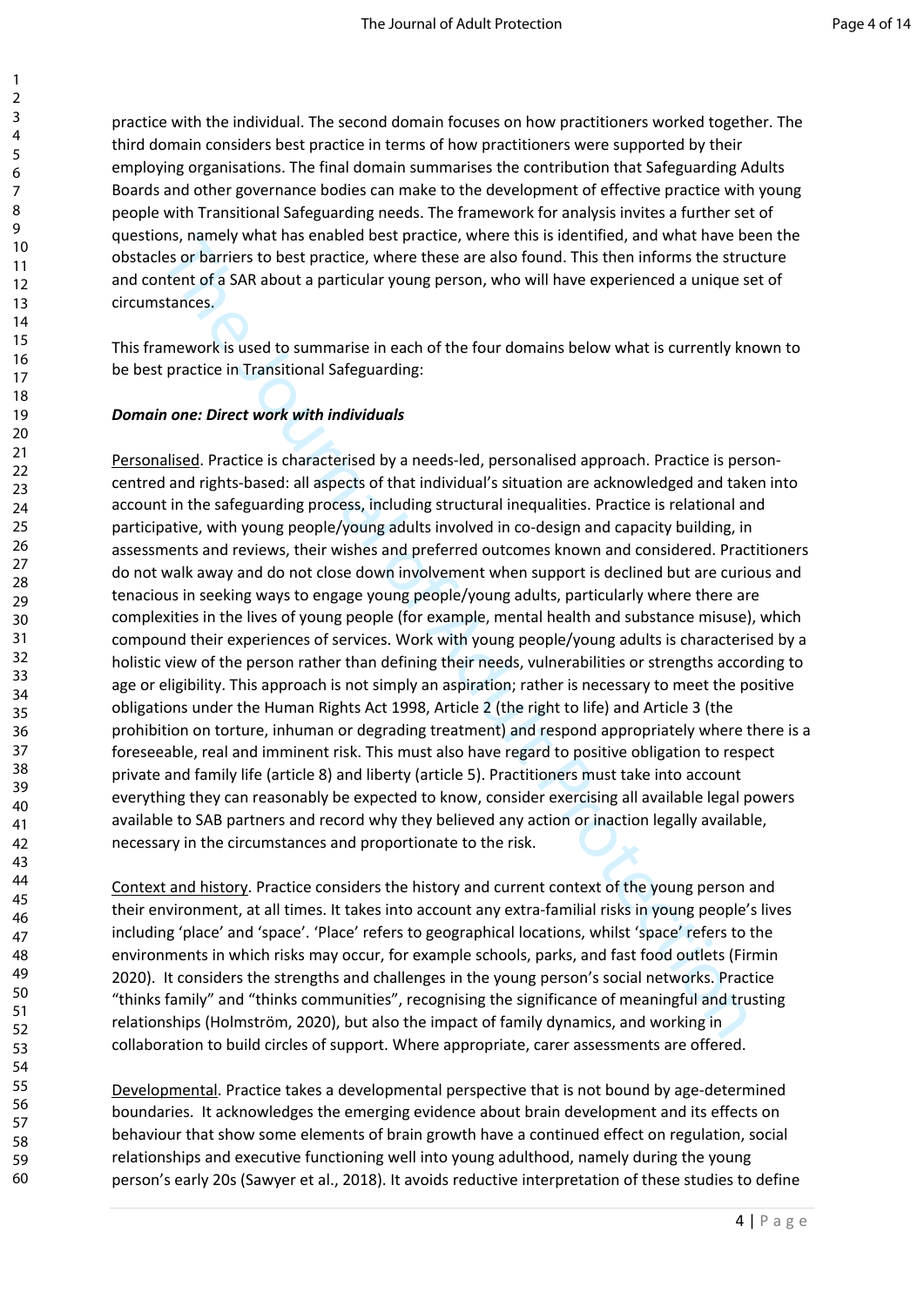practice with the individual. The second domain focuses on how practitioners worked together. The third domain considers best practice in terms of how practitioners were supported by their employing organisations. The final domain summarises the contribution that Safeguarding Adults Boards and other governance bodies can make to the development of effective practice with young people with Transitional Safeguarding needs. The framework for analysis invites a further set of questions, namely what has enabled best practice, where this is identified, and what have been the obstacles or barriers to best practice, where these are also found. This then informs the structure and content of a SAR about a particular young person, who will have experienced a unique set of circumstances.

This framework is used to summarise in each of the four domains below what is currently known to be best practice in Transitional Safeguarding:

***Domain one: Direct work with individuals***

Personalised. Practice is characterised by a needs-led, personalised approach. Practice is person-centred and rights-based: all aspects of that individual's situation are acknowledged and taken into account in the safeguarding process, including structural inequalities. Practice is relational and participative, with young people/young adults involved in co-design and capacity building, in assessments and reviews, their wishes and preferred outcomes known and considered. Practitioners do not walk away and do not close down involvement when support is declined but are curious and tenacious in seeking ways to engage young people/young adults, particularly where there are complexities in the lives of young people (for example, mental health and substance misuse), which compound their experiences of services. Work with young people/young adults is characterised by a holistic view of the person rather than defining their needs, vulnerabilities or strengths according to age or eligibility. This approach is not simply an aspiration; rather is necessary to meet the positive obligations under the Human Rights Act 1998, Article 2 (the right to life) and Article 3 (the prohibition on torture, inhuman or degrading treatment) and respond appropriately where there is a foreseeable, real and imminent risk. This must also have regard to positive obligation to respect private and family life (article 8) and liberty (article 5). Practitioners must take into account everything they can reasonably be expected to know, consider exercising all available legal powers available to SAB partners and record why they believed any action or inaction legally available, necessary in the circumstances and proportionate to the risk.

Context and history. Practice considers the history and current context of the young person and their environment, at all times. It takes into account any extra-familial risks in young people's lives including 'place' and 'space'. 'Place' refers to geographical locations, whilst 'space' refers to the environments in which risks may occur, for example schools, parks, and fast food outlets (Firmin 2020). It considers the strengths and challenges in the young person's social networks. Practice "thinks family" and "thinks communities", recognising the significance of meaningful and trusting relationships (Holmström, 2020), but also the impact of family dynamics, and working in collaboration to build circles of support. Where appropriate, carer assessments are offered.

Developmental. Practice takes a developmental perspective that is not bound by age-determined boundaries. It acknowledges the emerging evidence about brain development and its effects on behaviour that show some elements of brain growth have a continued effect on regulation, social relationships and executive functioning well into young adulthood, namely during the young person's early 20s (Sawyer et al., 2018). It avoids reductive interpretation of these studies to define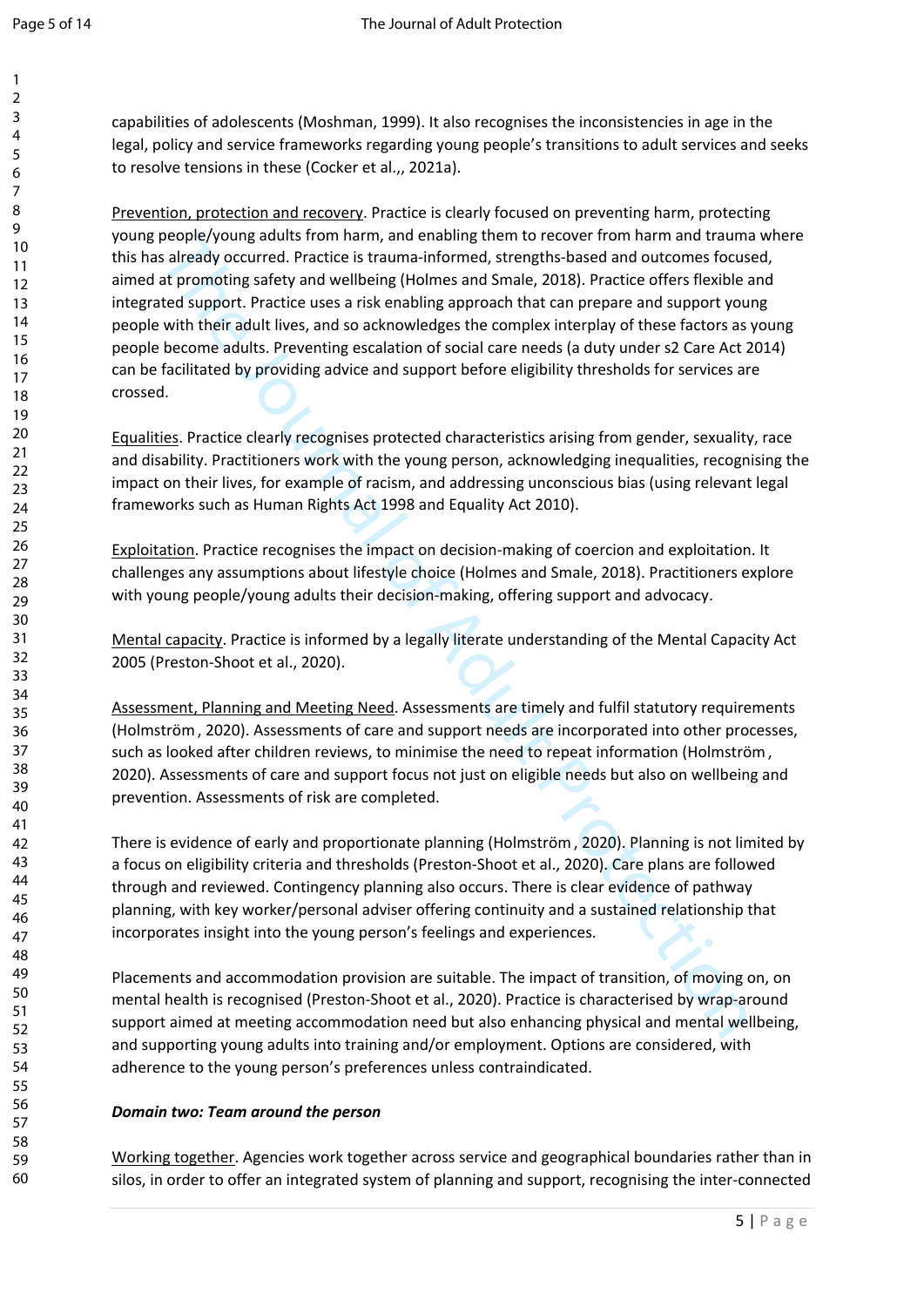capabilities of adolescents (Moshman, 1999). It also recognises the inconsistencies in age in the legal, policy and service frameworks regarding young people's transitions to adult services and seeks to resolve tensions in these (Cocker et al.,, 2021a).

Prevention, protection and recovery. Practice is clearly focused on preventing harm, protecting young people/young adults from harm, and enabling them to recover from harm and trauma where this has already occurred. Practice is trauma-informed, strengths-based and outcomes focused, aimed at promoting safety and wellbeing (Holmes and Smale, 2018). Practice offers flexible and integrated support. Practice uses a risk enabling approach that can prepare and support young people with their adult lives, and so acknowledges the complex interplay of these factors as young people become adults. Preventing escalation of social care needs (a duty under s2 Care Act 2014) can be facilitated by providing advice and support before eligibility thresholds for services are crossed.

Equalities. Practice clearly recognises protected characteristics arising from gender, sexuality, race and disability. Practitioners work with the young person, acknowledging inequalities, recognising the impact on their lives, for example of racism, and addressing unconscious bias (using relevant legal frameworks such as Human Rights Act 1998 and Equality Act 2010).

Exploitation. Practice recognises the impact on decision-making of coercion and exploitation. It challenges any assumptions about lifestyle choice (Holmes and Smale, 2018). Practitioners explore with young people/young adults their decision-making, offering support and advocacy.

Mental capacity. Practice is informed by a legally literate understanding of the Mental Capacity Act 2005 (Preston-Shoot et al., 2020).

Assessment, Planning and Meeting Need. Assessments are timely and fulfil statutory requirements (Holmström , 2020). Assessments of care and support needs are incorporated into other processes, such as looked after children reviews, to minimise the need to repeat information (Holmström , 2020). Assessments of care and support focus not just on eligible needs but also on wellbeing and prevention. Assessments of risk are completed.

There is evidence of early and proportionate planning (Holmström , 2020). Planning is not limited by a focus on eligibility criteria and thresholds (Preston-Shoot et al., 2020). Care plans are followed through and reviewed. Contingency planning also occurs. There is clear evidence of pathway planning, with key worker/personal adviser offering continuity and a sustained relationship that incorporates insight into the young person's feelings and experiences.

Placements and accommodation provision are suitable. The impact of transition, of moving on, on mental health is recognised (Preston-Shoot et al., 2020). Practice is characterised by wrap-around support aimed at meeting accommodation need but also enhancing physical and mental wellbeing, and supporting young adults into training and/or employment. Options are considered, with adherence to the young person's preferences unless contraindicated.

***Domain two: Team around the person***

Working together. Agencies work together across service and geographical boundaries rather than in silos, in order to offer an integrated system of planning and support, recognising the inter-connected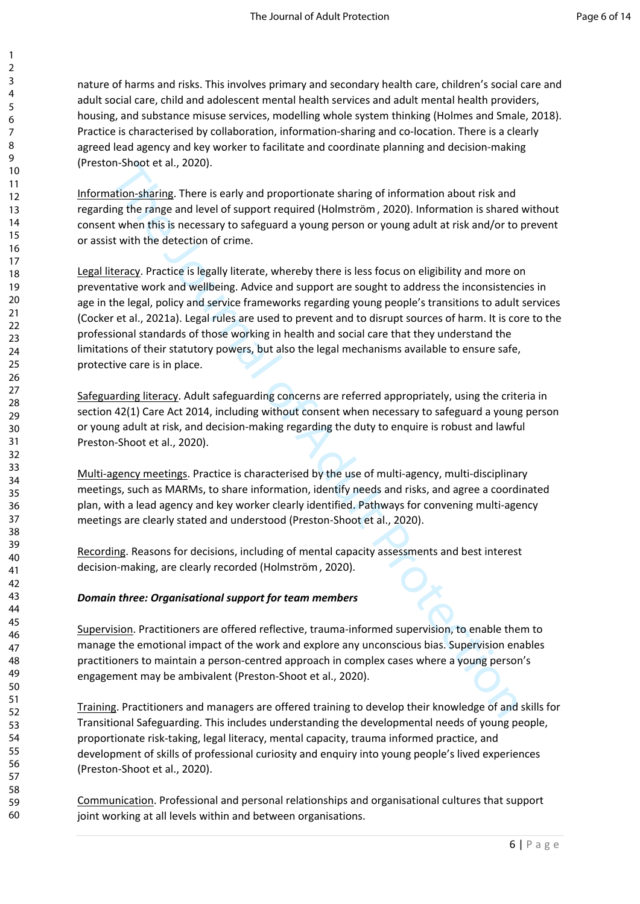nature of harms and risks. This involves primary and secondary health care, children's social care and adult social care, child and adolescent mental health services and adult mental health providers, housing, and substance misuse services, modelling whole system thinking (Holmes and Smale, 2018). Practice is characterised by collaboration, information-sharing and co-location. There is a clearly agreed lead agency and key worker to facilitate and coordinate planning and decision-making (Preston-Shoot et al., 2020).

Information-sharing. There is early and proportionate sharing of information about risk and regarding the range and level of support required (Holmström , 2020). Information is shared without consent when this is necessary to safeguard a young person or young adult at risk and/or to prevent or assist with the detection of crime.

Legal literacy. Practice is legally literate, whereby there is less focus on eligibility and more on preventative work and wellbeing. Advice and support are sought to address the inconsistencies in age in the legal, policy and service frameworks regarding young people's transitions to adult services (Cocker et al., 2021a). Legal rules are used to prevent and to disrupt sources of harm. It is core to the professional standards of those working in health and social care that they understand the limitations of their statutory powers, but also the legal mechanisms available to ensure safe, protective care is in place.

Safeguarding literacy. Adult safeguarding concerns are referred appropriately, using the criteria in section 42(1) Care Act 2014, including without consent when necessary to safeguard a young person or young adult at risk, and decision-making regarding the duty to enquire is robust and lawful Preston-Shoot et al., 2020).

Multi-agency meetings. Practice is characterised by the use of multi-agency, multi-disciplinary meetings, such as MARMs, to share information, identify needs and risks, and agree a coordinated plan, with a lead agency and key worker clearly identified. Pathways for convening multi-agency meetings are clearly stated and understood (Preston-Shoot et al., 2020).

Recording. Reasons for decisions, including of mental capacity assessments and best interest decision-making, are clearly recorded (Holmström , 2020).

***Domain three: Organisational support for team members***

Supervision. Practitioners are offered reflective, trauma-informed supervision, to enable them to manage the emotional impact of the work and explore any unconscious bias. Supervision enables practitioners to maintain a person-centred approach in complex cases where a young person's engagement may be ambivalent (Preston-Shoot et al., 2020).

Training. Practitioners and managers are offered training to develop their knowledge of and skills for Transitional Safeguarding. This includes understanding the developmental needs of young people, proportionate risk-taking, legal literacy, mental capacity, trauma informed practice, and development of skills of professional curiosity and enquiry into young people's lived experiences (Preston-Shoot et al., 2020).

Communication. Professional and personal relationships and organisational cultures that support joint working at all levels within and between organisations.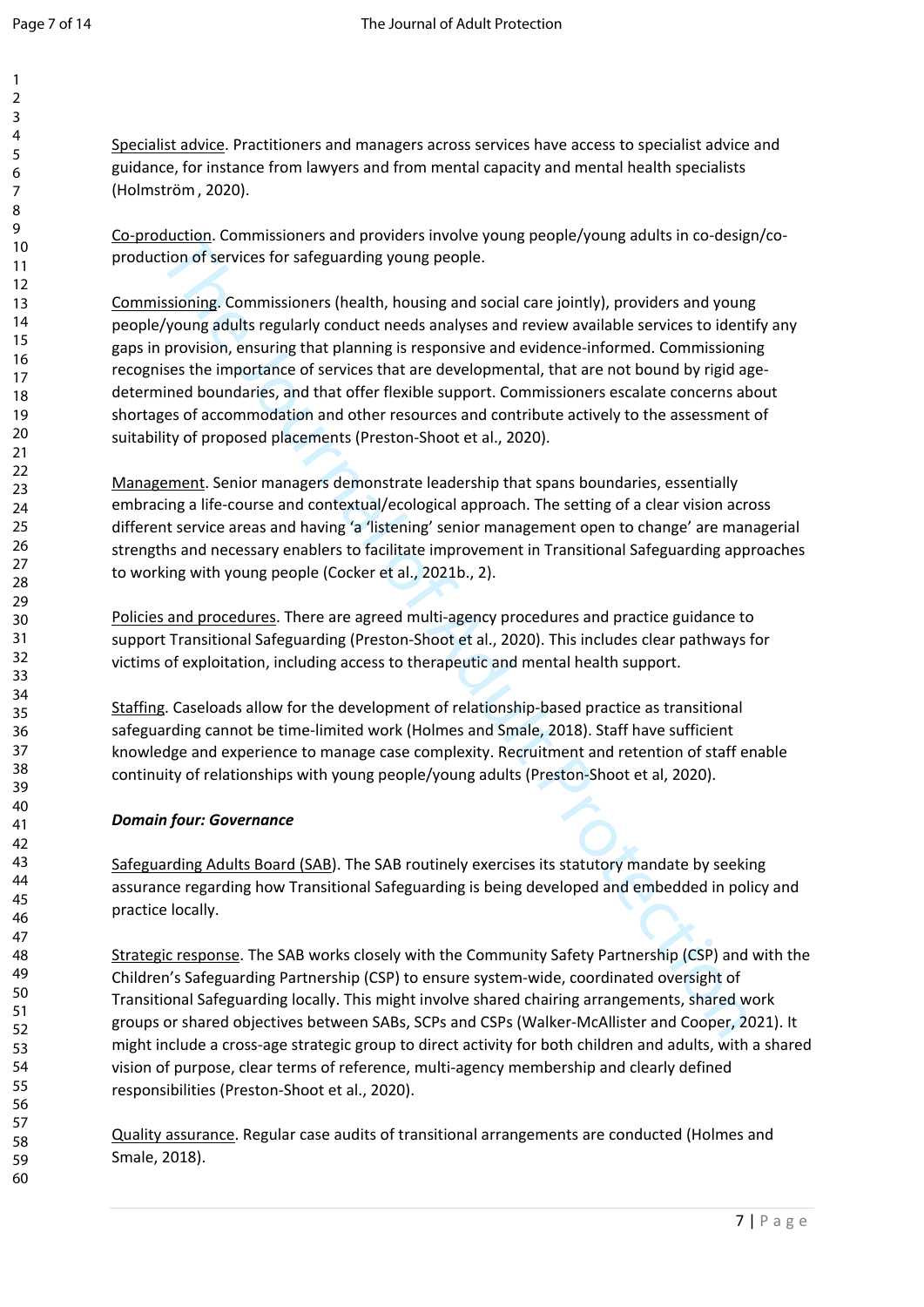Specialist advice. Practitioners and managers across services have access to specialist advice and guidance, for instance from lawyers and from mental capacity and mental health specialists (Holmström , 2020).

Co-production. Commissioners and providers involve young people/young adults in co-design/co-production of services for safeguarding young people.

Commissioning. Commissioners (health, housing and social care jointly), providers and young people/young adults regularly conduct needs analyses and review available services to identify any gaps in provision, ensuring that planning is responsive and evidence-informed. Commissioning recognises the importance of services that are developmental, that are not bound by rigid age-determined boundaries, and that offer flexible support. Commissioners escalate concerns about shortages of accommodation and other resources and contribute actively to the assessment of suitability of proposed placements (Preston-Shoot et al., 2020).

Management. Senior managers demonstrate leadership that spans boundaries, essentially embracing a life-course and contextual/ecological approach. The setting of a clear vision across different service areas and having 'a 'listening' senior management open to change' are managerial strengths and necessary enablers to facilitate improvement in Transitional Safeguarding approaches to working with young people (Cocker et al., 2021b., 2).

Policies and procedures. There are agreed multi-agency procedures and practice guidance to support Transitional Safeguarding (Preston-Shoot et al., 2020). This includes clear pathways for victims of exploitation, including access to therapeutic and mental health support.

Staffing. Caseloads allow for the development of relationship-based practice as transitional safeguarding cannot be time-limited work (Holmes and Smale, 2018). Staff have sufficient knowledge and experience to manage case complexity. Recruitment and retention of staff enable continuity of relationships with young people/young adults (Preston-Shoot et al, 2020).

***Domain four: Governance***

Safeguarding Adults Board (SAB). The SAB routinely exercises its statutory mandate by seeking assurance regarding how Transitional Safeguarding is being developed and embedded in policy and practice locally.

Strategic response. The SAB works closely with the Community Safety Partnership (CSP) and with the Children's Safeguarding Partnership (CSP) to ensure system-wide, coordinated oversight of Transitional Safeguarding locally. This might involve shared chairing arrangements, shared work groups or shared objectives between SABs, SCPs and CSPs (Walker-McAllister and Cooper, 2021). It might include a cross-age strategic group to direct activity for both children and adults, with a shared vision of purpose, clear terms of reference, multi-agency membership and clearly defined responsibilities (Preston-Shoot et al., 2020).

Quality assurance. Regular case audits of transitional arrangements are conducted (Holmes and Smale, 2018).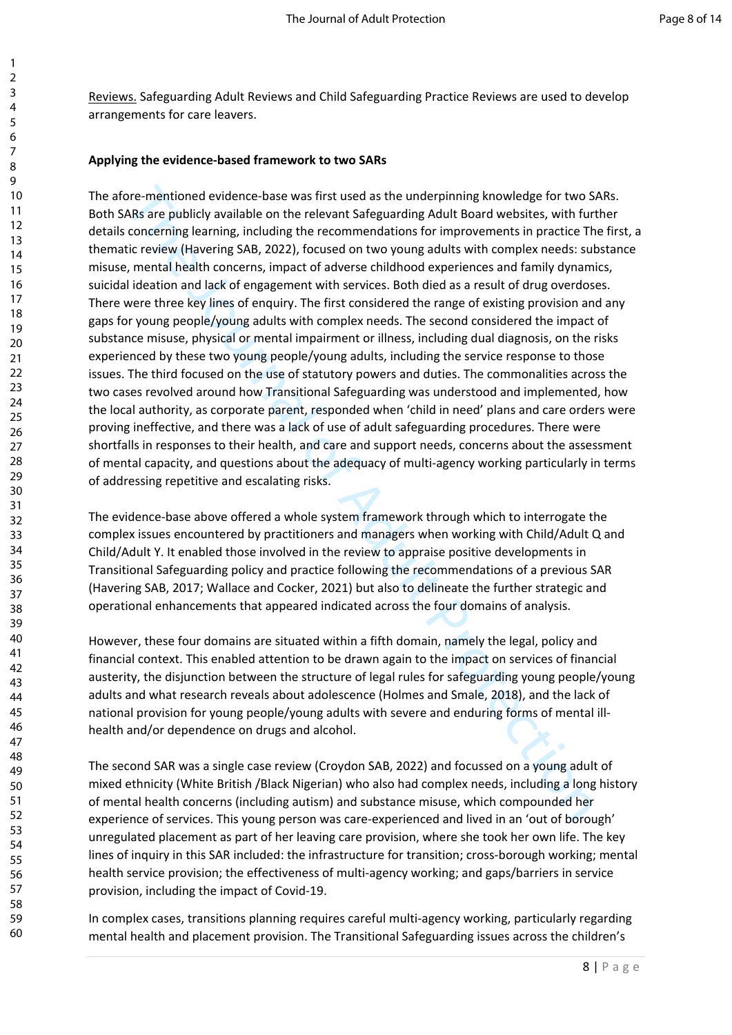<u>Reviews.</u> Safeguarding Adult Reviews and Child Safeguarding Practice Reviews are used to develop arrangements for care leavers.

**Applying the evidence-based framework to two SARs**

The afore-mentioned evidence-base was first used as the underpinning knowledge for two SARs. Both SARs are publicly available on the relevant Safeguarding Adult Board websites, with further details concerning learning, including the recommendations for improvements in practice The first, a thematic review (Havering SAB, 2022), focused on two young adults with complex needs: substance misuse, mental health concerns, impact of adverse childhood experiences and family dynamics, suicidal ideation and lack of engagement with services. Both died as a result of drug overdoses. There were three key lines of enquiry. The first considered the range of existing provision and any gaps for young people/young adults with complex needs. The second considered the impact of substance misuse, physical or mental impairment or illness, including dual diagnosis, on the risks experienced by these two young people/young adults, including the service response to those issues. The third focused on the use of statutory powers and duties. The commonalities across the two cases revolved around how Transitional Safeguarding was understood and implemented, how the local authority, as corporate parent, responded when 'child in need' plans and care orders were proving ineffective, and there was a lack of use of adult safeguarding procedures. There were shortfalls in responses to their health, and care and support needs, concerns about the assessment of mental capacity, and questions about the adequacy of multi-agency working particularly in terms of addressing repetitive and escalating risks.

The evidence-base above offered a whole system framework through which to interrogate the complex issues encountered by practitioners and managers when working with Child/Adult Q and Child/Adult Y. It enabled those involved in the review to appraise positive developments in Transitional Safeguarding policy and practice following the recommendations of a previous SAR (Havering SAB, 2017; Wallace and Cocker, 2021) but also to delineate the further strategic and operational enhancements that appeared indicated across the four domains of analysis.

However, these four domains are situated within a fifth domain, namely the legal, policy and financial context. This enabled attention to be drawn again to the impact on services of financial austerity, the disjunction between the structure of legal rules for safeguarding young people/young adults and what research reveals about adolescence (Holmes and Smale, 2018), and the lack of national provision for young people/young adults with severe and enduring forms of mental ill-health and/or dependence on drugs and alcohol.

The second SAR was a single case review (Croydon SAB, 2022) and focussed on a young adult of mixed ethnicity (White British /Black Nigerian) who also had complex needs, including a long history of mental health concerns (including autism) and substance misuse, which compounded her experience of services. This young person was care-experienced and lived in an 'out of borough' unregulated placement as part of her leaving care provision, where she took her own life. The key lines of inquiry in this SAR included: the infrastructure for transition; cross-borough working; mental health service provision; the effectiveness of multi-agency working; and gaps/barriers in service provision, including the impact of Covid-19.

In complex cases, transitions planning requires careful multi-agency working, particularly regarding mental health and placement provision. The Transitional Safeguarding issues across the children's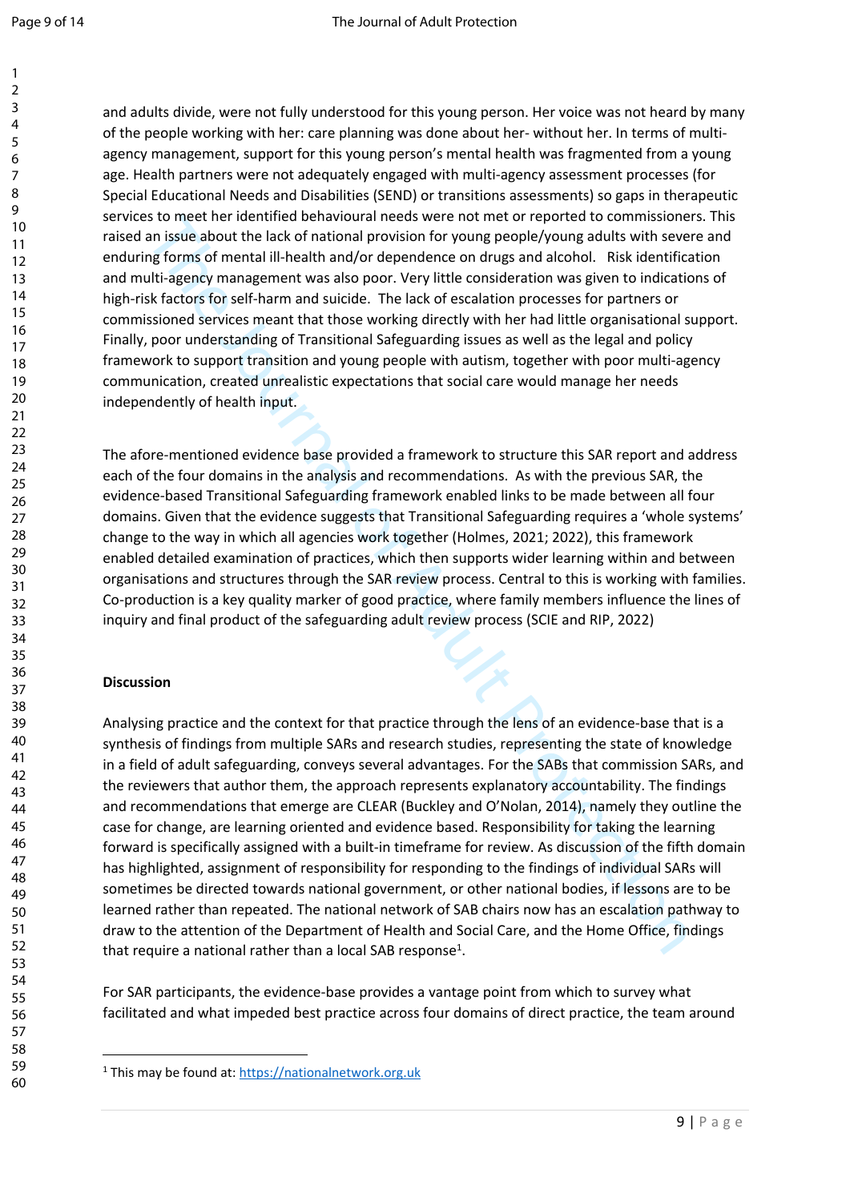and adults divide, were not fully understood for this young person. Her voice was not heard by many of the people working with her: care planning was done about her- without her. In terms of multi-agency management, support for this young person's mental health was fragmented from a young age. Health partners were not adequately engaged with multi-agency assessment processes (for Special Educational Needs and Disabilities (SEND) or transitions assessments) so gaps in therapeutic services to meet her identified behavioural needs were not met or reported to commissioners. This raised an issue about the lack of national provision for young people/young adults with severe and enduring forms of mental ill-health and/or dependence on drugs and alcohol. Risk identification and multi-agency management was also poor. Very little consideration was given to indications of high-risk factors for self-harm and suicide. The lack of escalation processes for partners or commissioned services meant that those working directly with her had little organisational support. Finally, poor understanding of Transitional Safeguarding issues as well as the legal and policy framework to support transition and young people with autism, together with poor multi-agency communication, created unrealistic expectations that social care would manage her needs independently of health input.

The afore-mentioned evidence base provided a framework to structure this SAR report and address each of the four domains in the analysis and recommendations. As with the previous SAR, the evidence-based Transitional Safeguarding framework enabled links to be made between all four domains. Given that the evidence suggests that Transitional Safeguarding requires a 'whole systems' change to the way in which all agencies work together (Holmes, 2021; 2022), this framework enabled detailed examination of practices, which then supports wider learning within and between organisations and structures through the SAR review process. Central to this is working with families. Co-production is a key quality marker of good practice, where family members influence the lines of inquiry and final product of the safeguarding adult review process (SCIE and RIP, 2022)

**Discussion**

Analysing practice and the context for that practice through the lens of an evidence-base that is a synthesis of findings from multiple SARs and research studies, representing the state of knowledge in a field of adult safeguarding, conveys several advantages. For the SABs that commission SARs, and the reviewers that author them, the approach represents explanatory accountability. The findings and recommendations that emerge are CLEAR (Buckley and O'Nolan, 2014), namely they outline the case for change, are learning oriented and evidence based. Responsibility for taking the learning forward is specifically assigned with a built-in timeframe for review. As discussion of the fifth domain has highlighted, assignment of responsibility for responding to the findings of individual SARs will sometimes be directed towards national government, or other national bodies, if lessons are to be learned rather than repeated. The national network of SAB chairs now has an escalation pathway to draw to the attention of the Department of Health and Social Care, and the Home Office, findings that require a national rather than a local SAB response[1].

For SAR participants, the evidence-base provides a vantage point from which to survey what facilitated and what impeded best practice across four domains of direct practice, the team around

[1] This may be found at: https://nationalnetwork.org.uk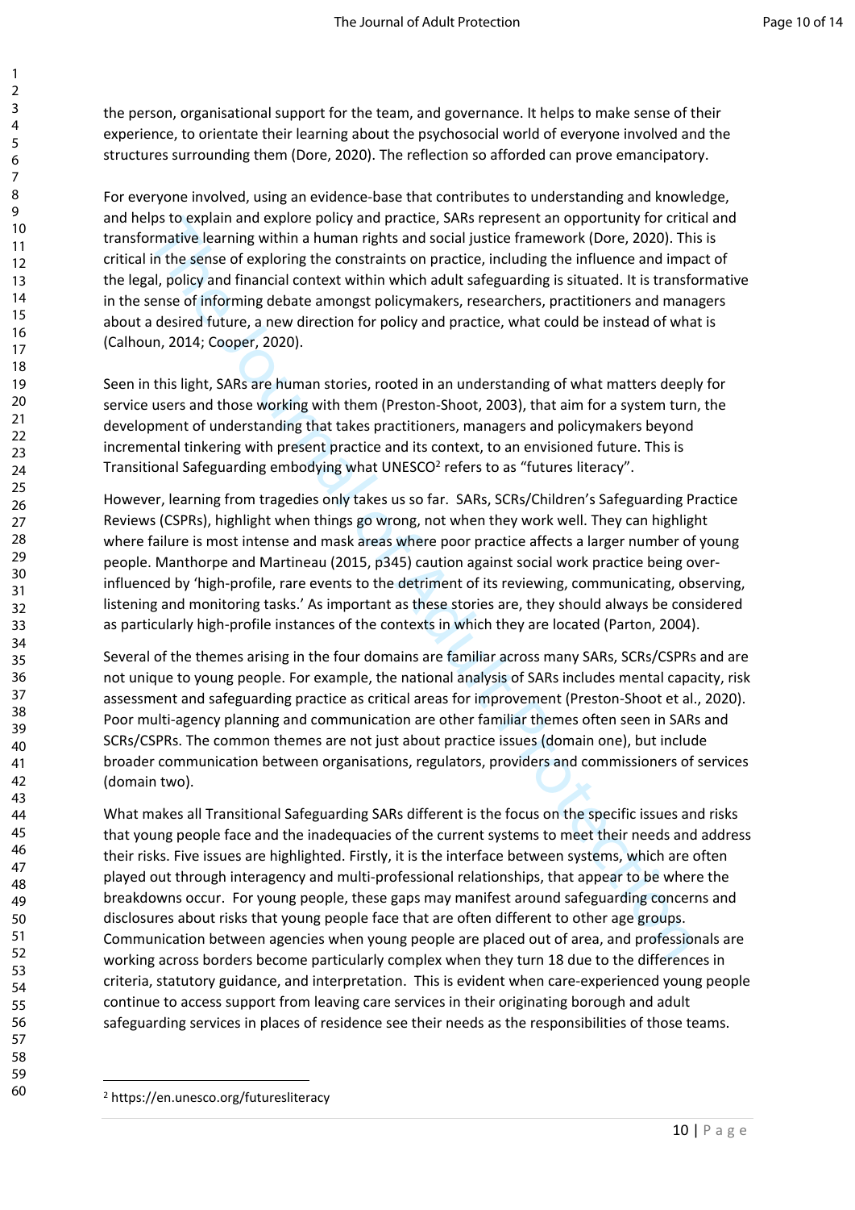the person, organisational support for the team, and governance. It helps to make sense of their experience, to orientate their learning about the psychosocial world of everyone involved and the structures surrounding them (Dore, 2020). The reflection so afforded can prove emancipatory.

For everyone involved, using an evidence-base that contributes to understanding and knowledge, and helps to explain and explore policy and practice, SARs represent an opportunity for critical and transformative learning within a human rights and social justice framework (Dore, 2020). This is critical in the sense of exploring the constraints on practice, including the influence and impact of the legal, policy and financial context within which adult safeguarding is situated. It is transformative in the sense of informing debate amongst policymakers, researchers, practitioners and managers about a desired future, a new direction for policy and practice, what could be instead of what is (Calhoun, 2014; Cooper, 2020).

Seen in this light, SARs are human stories, rooted in an understanding of what matters deeply for service users and those working with them (Preston-Shoot, 2003), that aim for a system turn, the development of understanding that takes practitioners, managers and policymakers beyond incremental tinkering with present practice and its context, to an envisioned future. This is Transitional Safeguarding embodying what UNESCO[2] refers to as "futures literacy".

However, learning from tragedies only takes us so far. SARs, SCRs/Children's Safeguarding Practice Reviews (CSPRs), highlight when things go wrong, not when they work well. They can highlight where failure is most intense and mask areas where poor practice affects a larger number of young people. Manthorpe and Martineau (2015, p345) caution against social work practice being over-influenced by 'high-profile, rare events to the detriment of its reviewing, communicating, observing, listening and monitoring tasks.' As important as these stories are, they should always be considered as particularly high-profile instances of the contexts in which they are located (Parton, 2004).

Several of the themes arising in the four domains are familiar across many SARs, SCRs/CSPRs and are not unique to young people. For example, the national analysis of SARs includes mental capacity, risk assessment and safeguarding practice as critical areas for improvement (Preston-Shoot et al., 2020). Poor multi-agency planning and communication are other familiar themes often seen in SARs and SCRs/CSPRs. The common themes are not just about practice issues (domain one), but include broader communication between organisations, regulators, providers and commissioners of services (domain two).

What makes all Transitional Safeguarding SARs different is the focus on the specific issues and risks that young people face and the inadequacies of the current systems to meet their needs and address their risks. Five issues are highlighted. Firstly, it is the interface between systems, which are often played out through interagency and multi-professional relationships, that appear to be where the breakdowns occur. For young people, these gaps may manifest around safeguarding concerns and disclosures about risks that young people face that are often different to other age groups. Communication between agencies when young people are placed out of area, and professionals are working across borders become particularly complex when they turn 18 due to the differences in criteria, statutory guidance, and interpretation. This is evident when care-experienced young people continue to access support from leaving care services in their originating borough and adult safeguarding services in places of residence see their needs as the responsibilities of those teams.

---

[2] https://en.unesco.org/futuresliteracy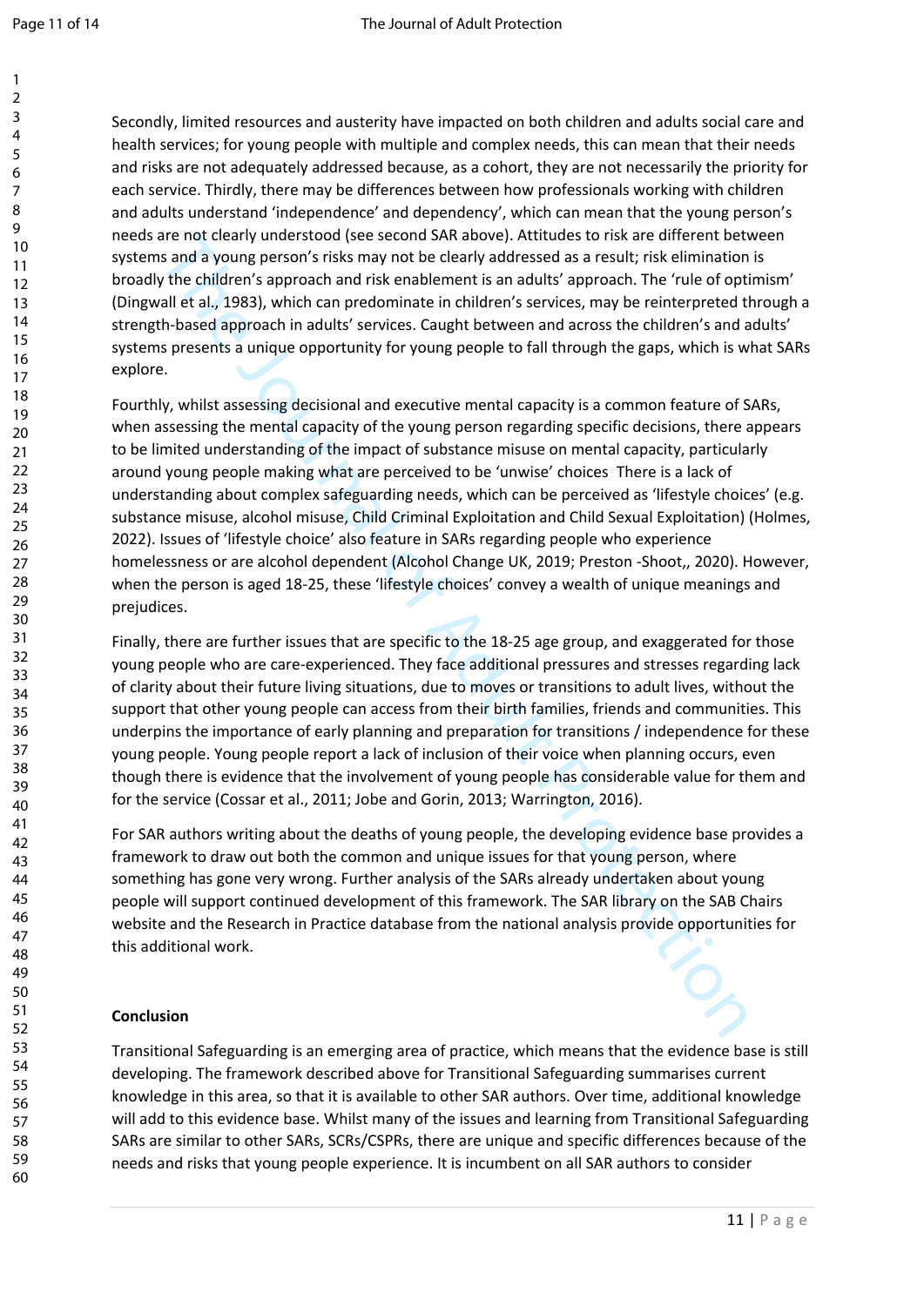Secondly, limited resources and austerity have impacted on both children and adults social care and health services; for young people with multiple and complex needs, this can mean that their needs and risks are not adequately addressed because, as a cohort, they are not necessarily the priority for each service. Thirdly, there may be differences between how professionals working with children and adults understand 'independence' and dependency', which can mean that the young person's needs are not clearly understood (see second SAR above). Attitudes to risk are different between systems and a young person's risks may not be clearly addressed as a result; risk elimination is broadly the children's approach and risk enablement is an adults' approach. The 'rule of optimism' (Dingwall et al., 1983), which can predominate in children's services, may be reinterpreted through a strength-based approach in adults' services. Caught between and across the children's and adults' systems presents a unique opportunity for young people to fall through the gaps, which is what SARs explore.

Fourthly, whilst assessing decisional and executive mental capacity is a common feature of SARs, when assessing the mental capacity of the young person regarding specific decisions, there appears to be limited understanding of the impact of substance misuse on mental capacity, particularly around young people making what are perceived to be 'unwise' choices There is a lack of understanding about complex safeguarding needs, which can be perceived as 'lifestyle choices' (e.g. substance misuse, alcohol misuse, Child Criminal Exploitation and Child Sexual Exploitation) (Holmes, 2022). Issues of 'lifestyle choice' also feature in SARs regarding people who experience homelessness or are alcohol dependent (Alcohol Change UK, 2019; Preston -Shoot,, 2020). However, when the person is aged 18-25, these 'lifestyle choices' convey a wealth of unique meanings and prejudices.

Finally, there are further issues that are specific to the 18-25 age group, and exaggerated for those young people who are care-experienced. They face additional pressures and stresses regarding lack of clarity about their future living situations, due to moves or transitions to adult lives, without the support that other young people can access from their birth families, friends and communities. This underpins the importance of early planning and preparation for transitions / independence for these young people. Young people report a lack of inclusion of their voice when planning occurs, even though there is evidence that the involvement of young people has considerable value for them and for the service (Cossar et al., 2011; Jobe and Gorin, 2013; Warrington, 2016).

For SAR authors writing about the deaths of young people, the developing evidence base provides a framework to draw out both the common and unique issues for that young person, where something has gone very wrong. Further analysis of the SARs already undertaken about young people will support continued development of this framework. The SAR library on the SAB Chairs website and the Research in Practice database from the national analysis provide opportunities for this additional work.

## Conclusion

Transitional Safeguarding is an emerging area of practice, which means that the evidence base is still developing. The framework described above for Transitional Safeguarding summarises current knowledge in this area, so that it is available to other SAR authors. Over time, additional knowledge will add to this evidence base. Whilst many of the issues and learning from Transitional Safeguarding SARs are similar to other SARs, SCRs/CSPRs, there are unique and specific differences because of the needs and risks that young people experience. It is incumbent on all SAR authors to consider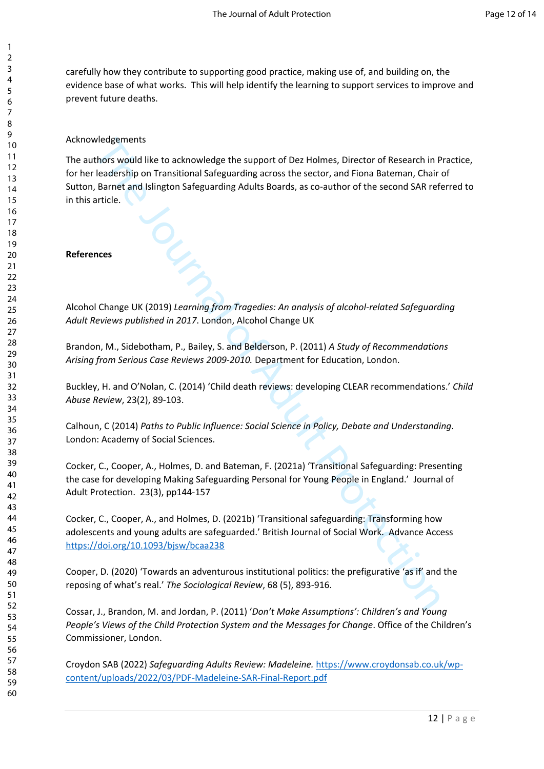carefully how they contribute to supporting good practice, making use of, and building on, the evidence base of what works. This will help identify the learning to support services to improve and prevent future deaths.

Acknowledgements

The authors would like to acknowledge the support of Dez Holmes, Director of Research in Practice, for her leadership on Transitional Safeguarding across the sector, and Fiona Bateman, Chair of Sutton, Barnet and Islington Safeguarding Adults Boards, as co-author of the second SAR referred to in this article.

**References**

Alcohol Change UK (2019) *Learning from Tragedies: An analysis of alcohol-related Safeguarding Adult Reviews published in 2017*. London, Alcohol Change UK

Brandon, M., Sidebotham, P., Bailey, S. and Belderson, P. (2011) *A Study of Recommendations Arising from Serious Case Reviews 2009-2010.* Department for Education, London.

Buckley, H. and O'Nolan, C. (2014) 'Child death reviews: developing CLEAR recommendations.' *Child Abuse Review*, 23(2), 89-103.

Calhoun, C (2014) *Paths to Public Influence: Social Science in Policy, Debate and Understanding*. London: Academy of Social Sciences.

Cocker, C., Cooper, A., Holmes, D. and Bateman, F. (2021a) 'Transitional Safeguarding: Presenting the case for developing Making Safeguarding Personal for Young People in England.' Journal of Adult Protection. 23(3), pp144-157

Cocker, C., Cooper, A., and Holmes, D. (2021b) 'Transitional safeguarding: Transforming how adolescents and young adults are safeguarded.' British Journal of Social Work. Advance Access https://doi.org/10.1093/bjsw/bcaa238

Cooper, D. (2020) 'Towards an adventurous institutional politics: the prefigurative 'as if' and the reposing of what's real.' *The Sociological Review*, 68 (5), 893-916.

Cossar, J., Brandon, M. and Jordan, P. (2011) '*Don't Make Assumptions': Children's and Young People's Views of the Child Protection System and the Messages for Change*. Office of the Children's Commissioner, London.

Croydon SAB (2022) *Safeguarding Adults Review: Madeleine.* https://www.croydonsab.co.uk/wp-content/uploads/2022/03/PDF-Madeleine-SAR-Final-Report.pdf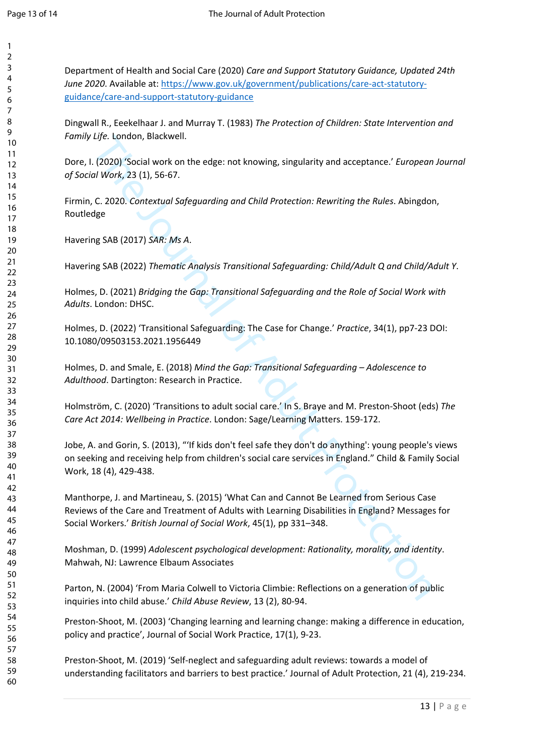Department of Health and Social Care (2020) *Care and Support Statutory Guidance, Updated 24th June 2020*. Available at: https://www.gov.uk/government/publications/care-act-statutory-guidance/care-and-support-statutory-guidance

Dingwall R., Eeekelhaar J. and Murray T. (1983) *The Protection of Children: State Intervention and Family Life.* London, Blackwell.

Dore, I. (2020) 'Social work on the edge: not knowing, singularity and acceptance.' *European Journal of Social Work*, 23 (1), 56-67.

Firmin, C. 2020. *Contextual Safeguarding and Child Protection: Rewriting the Rules*. Abingdon, Routledge

Havering SAB (2017) *SAR: Ms A*.

Havering SAB (2022) *Thematic Analysis Transitional Safeguarding: Child/Adult Q and Child/Adult Y*.

Holmes, D. (2021) *Bridging the Gap: Transitional Safeguarding and the Role of Social Work with Adults*. London: DHSC.

Holmes, D. (2022) 'Transitional Safeguarding: The Case for Change.' *Practice*, 34(1), pp7-23 DOI: 10.1080/09503153.2021.1956449

Holmes, D. and Smale, E. (2018) *Mind the Gap: Transitional Safeguarding – Adolescence to Adulthood*. Dartington: Research in Practice.

Holmström, C. (2020) 'Transitions to adult social care.' In S. Braye and M. Preston-Shoot (eds) *The Care Act 2014: Wellbeing in Practice*. London: Sage/Learning Matters. 159-172.

Jobe, A. and Gorin, S. (2013), "'If kids don't feel safe they don't do anything': young people's views on seeking and receiving help from children's social care services in England." Child & Family Social Work, 18 (4), 429-438.

Manthorpe, J. and Martineau, S. (2015) 'What Can and Cannot Be Learned from Serious Case Reviews of the Care and Treatment of Adults with Learning Disabilities in England? Messages for Social Workers.' *British Journal of Social Work*, 45(1), pp 331–348.

Moshman, D. (1999) *Adolescent psychological development: Rationality, morality, and identity*. Mahwah, NJ: Lawrence Elbaum Associates

Parton, N. (2004) 'From Maria Colwell to Victoria Climbie: Reflections on a generation of public inquiries into child abuse.' *Child Abuse Review*, 13 (2), 80-94.

Preston-Shoot, M. (2003) 'Changing learning and learning change: making a difference in education, policy and practice', Journal of Social Work Practice, 17(1), 9-23.

Preston-Shoot, M. (2019) 'Self-neglect and safeguarding adult reviews: towards a model of understanding facilitators and barriers to best practice.' Journal of Adult Protection, 21 (4), 219-234.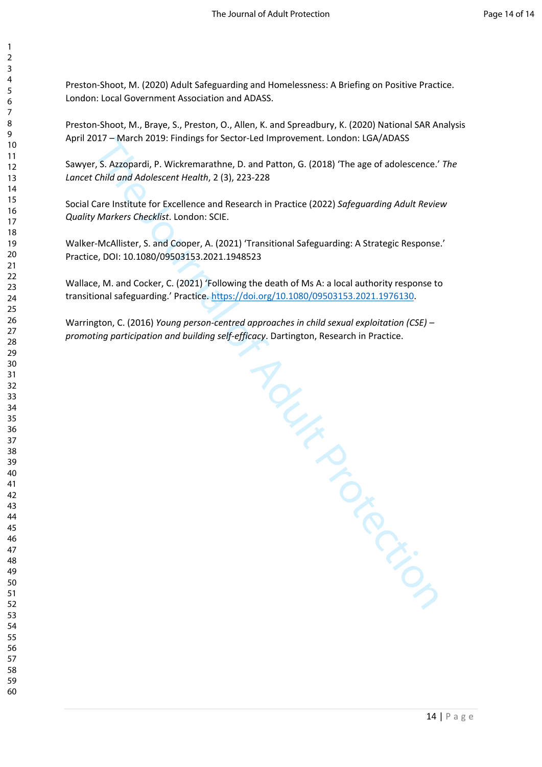Preston-Shoot, M. (2020) Adult Safeguarding and Homelessness: A Briefing on Positive Practice. London: Local Government Association and ADASS.

Preston-Shoot, M., Braye, S., Preston, O., Allen, K. and Spreadbury, K. (2020) National SAR Analysis April 2017 – March 2019: Findings for Sector-Led Improvement. London: LGA/ADASS

Sawyer, S. Azzopardi, P. Wickremarathne, D. and Patton, G. (2018) 'The age of adolescence.' *The Lancet Child and Adolescent Health*, 2 (3), 223-228

Social Care Institute for Excellence and Research in Practice (2022) *Safeguarding Adult Review Quality Markers Checklist*. London: SCIE.

Walker-McAllister, S. and Cooper, A. (2021) 'Transitional Safeguarding: A Strategic Response.' Practice, DOI: 10.1080/09503153.2021.1948523

Wallace, M. and Cocker, C. (2021) 'Following the death of Ms A: a local authority response to transitional safeguarding.' Practice. https://doi.org/10.1080/09503153.2021.1976130.

Warrington, C. (2016) *Young person-centred approaches in child sexual exploitation (CSE) – promoting participation and building self-efficacy*. Dartington, Research in Practice.